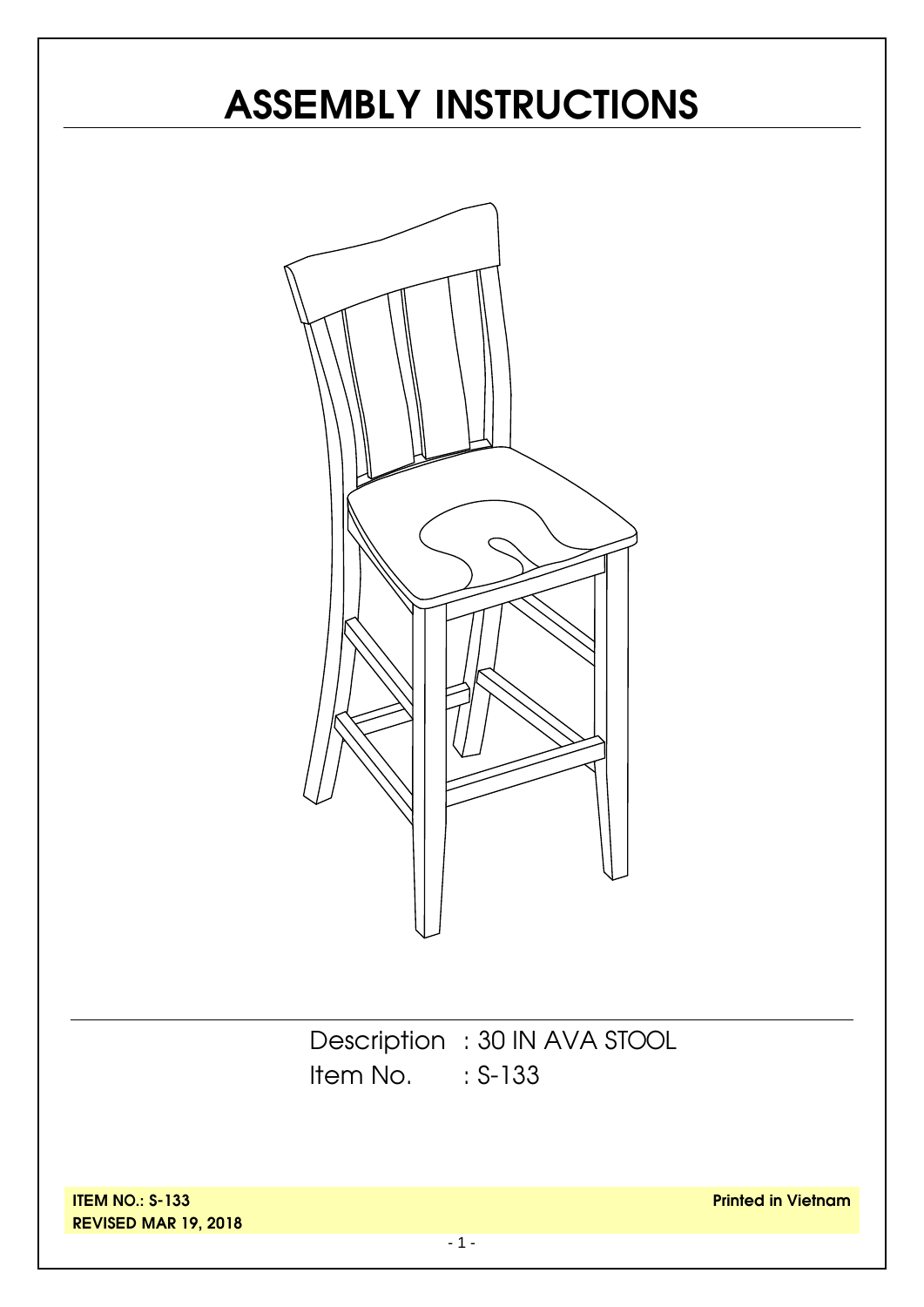# ASSEMBLY INSTRUCTIONS

Description : 30 IN AVA STOOL

Item No. : S-133

**ITEM NO.: S-133**

**REVISED MAR 19, 2018**

**Printed in Vietnam**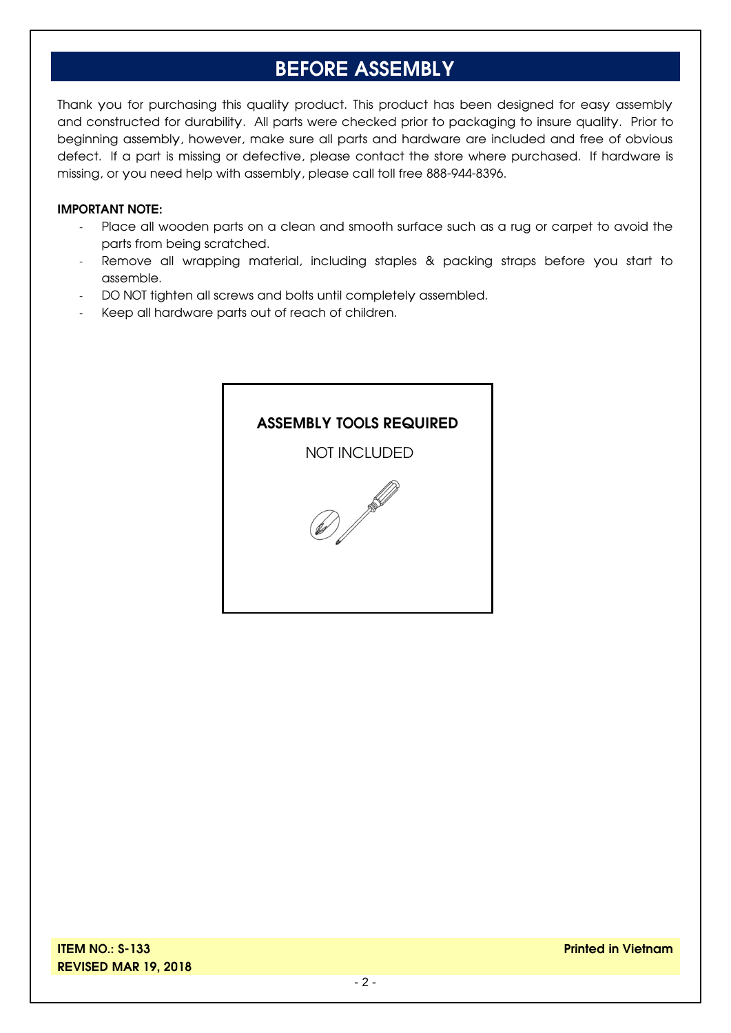# BEFORE ASSEMBLY

Thank you for purchasing this quality product. This product has been designed for easy assembly and constructed for durability. All parts were checked prior to packaging to insure quality. Prior to beginning assembly, however, make sure all parts and hardware are included and free of obvious defect. If a part is missing or defective, please contact the store where purchased. If hardware is missing, or you need help with assembly, please call toll free 888-944-8396.

**IMPORTANT NOTE:**

- Place all wooden parts on a clean and smooth surface such as a rug or carpet to avoid the parts from being scratched.
- Remove all wrapping material, including staples & packing straps before you start to assemble.
- DO NOT tighten all screws and bolts until completely assembled.
- Keep all hardware parts out of reach of children.

**ASSEMBLY TOOLS REQUIRED**

NOT INCLUDED

**ITEM NO.: S-133**
**REVISED MAR 19, 2018**

**Printed in Vietnam**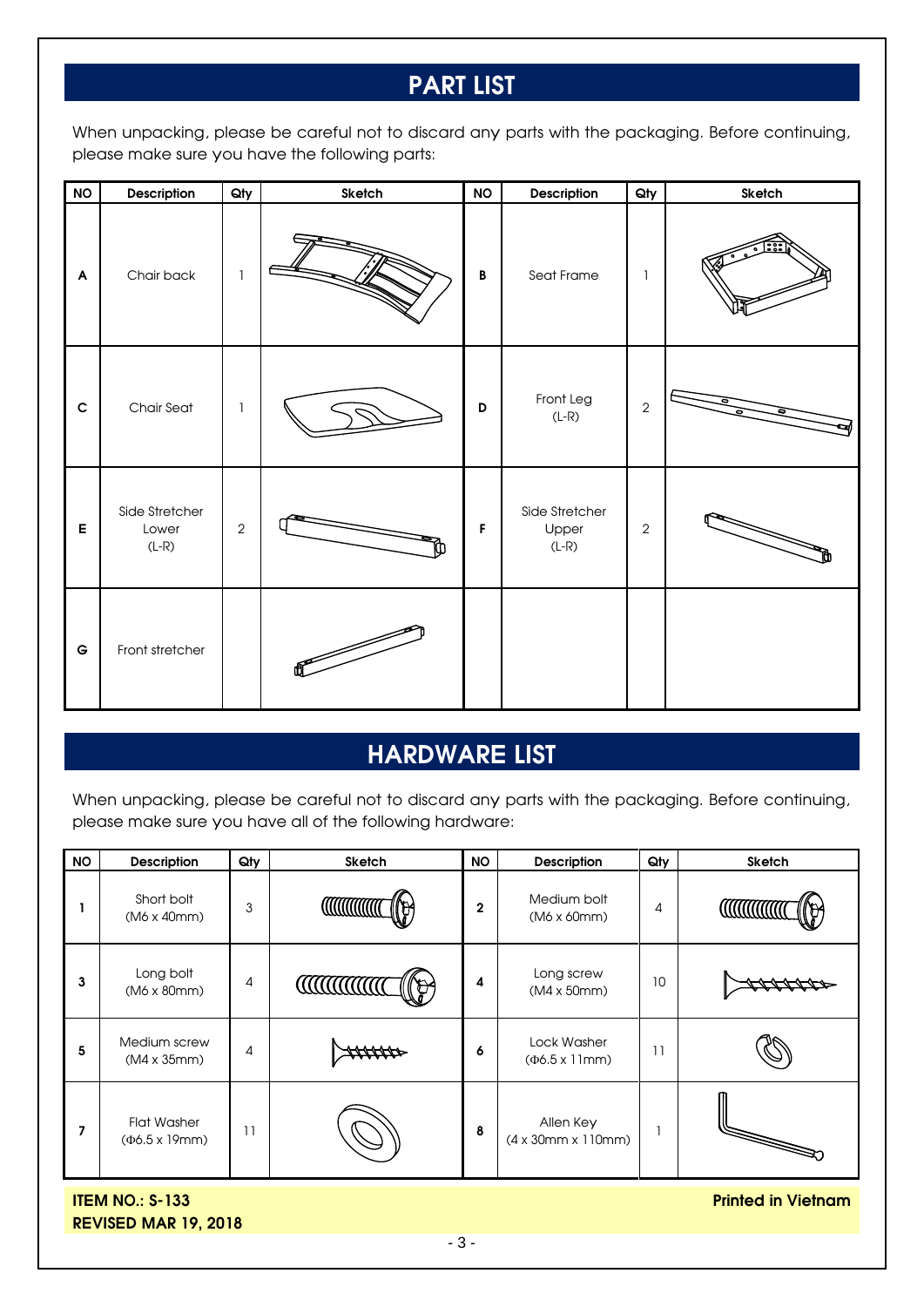## PART LIST

When unpacking, please be careful not to discard any parts with the packaging. Before continuing, please make sure you have the following parts:

| NO | Description | Qty | Sketch | NO | Description | Qty | Sketch |
|---|---|---|---|---|---|---|---|
| A | Chair back | 1 | | B | Seat Frame | 1 | |
| C | Chair Seat | 1 | | D | Front Leg (L-R) | 2 | |
| E | Side Stretcher Lower (L-R) | 2 | | F | Side Stretcher Upper (L-R) | 2 | |
| G | Front stretcher | | | | | | |

## HARDWARE LIST

When unpacking, please be careful not to discard any parts with the packaging. Before continuing, please make sure you have all of the following hardware:

| NO | Description | Qty | Sketch | NO | Description | Qty | Sketch |
|---|---|---|---|---|---|---|---|
| 1 | Short bolt (M6 x 40mm) | 3 | | 2 | Medium bolt (M6 x 60mm) | 4 | |
| 3 | Long bolt (M6 x 80mm) | 4 | | 4 | Long screw (M4 x 50mm) | 10 | |
| 5 | Medium screw (M4 x 35mm) | 4 | | 6 | Lock Washer (Φ6.5 x 11mm) | 11 | |
| 7 | Flat Washer (Φ6.5 x 19mm) | 11 | | 8 | Allen Key (4 x 30mm x 110mm) | 1 | |

**ITEM NO.: S-133**
**REVISED MAR 19, 2018**

**Printed in Vietnam**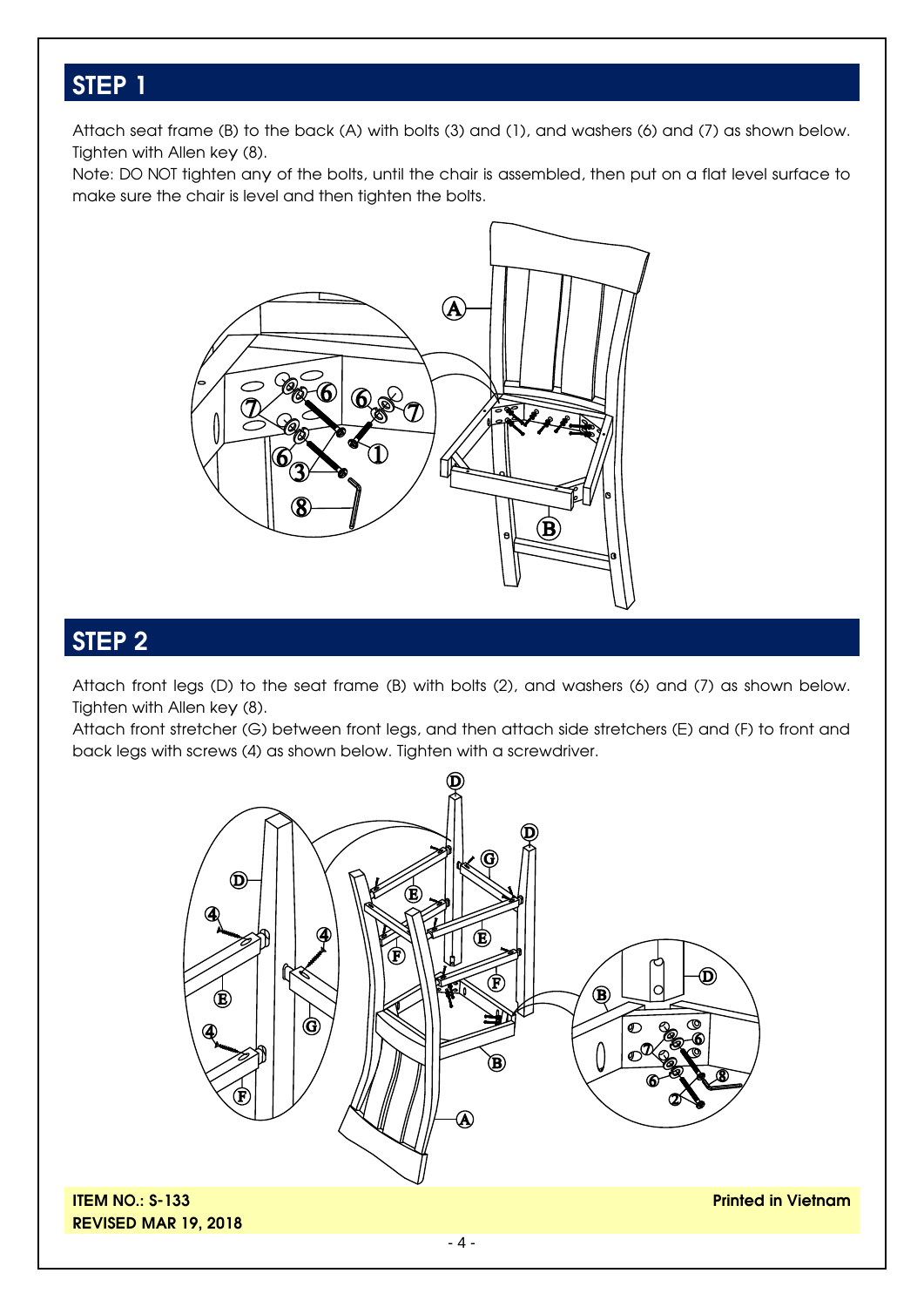## STEP 1

Attach seat frame (B) to the back (A) with bolts (3) and (1), and washers (6) and (7) as shown below. Tighten with Allen key (8).

Note: DO NOT tighten any of the bolts, until the chair is assembled, then put on a flat level surface to make sure the chair is level and then tighten the bolts.

## STEP 2

Attach front legs (D) to the seat frame (B) with bolts (2), and washers (6) and (7) as shown below. Tighten with Allen key (8).

Attach front stretcher (G) between front legs, and then attach side stretchers (E) and (F) to front and back legs with screws (4) as shown below. Tighten with a screwdriver.

**ITEM NO.: S-133**
**REVISED MAR 19, 2018**

**Printed in Vietnam**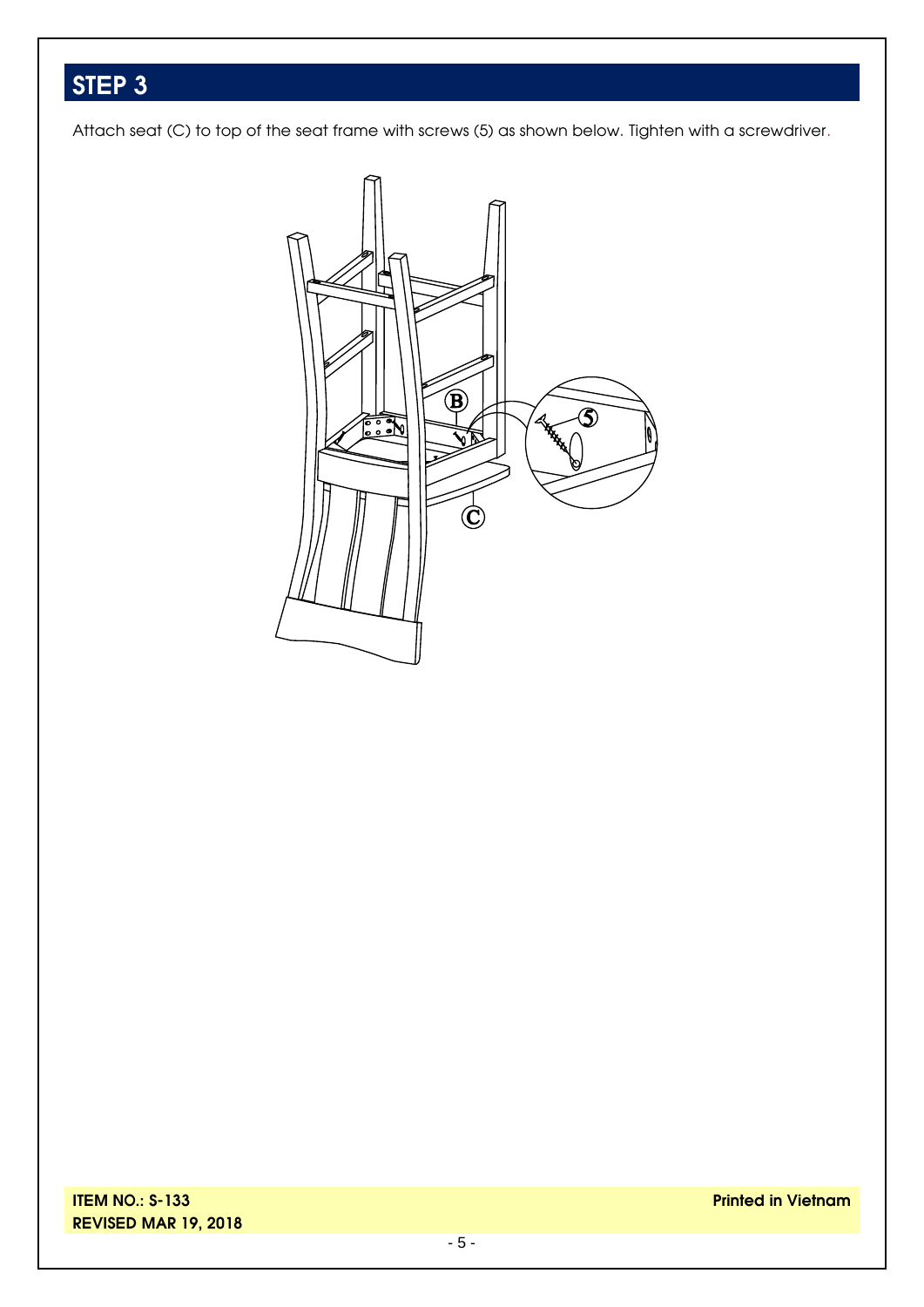## STEP 3

Attach seat (C) to top of the seat frame with screws (5) as shown below. Tighten with a screwdriver.

B

5

C

**ITEM NO.: S-133**
**REVISED MAR 19, 2018**

**Printed in Vietnam**